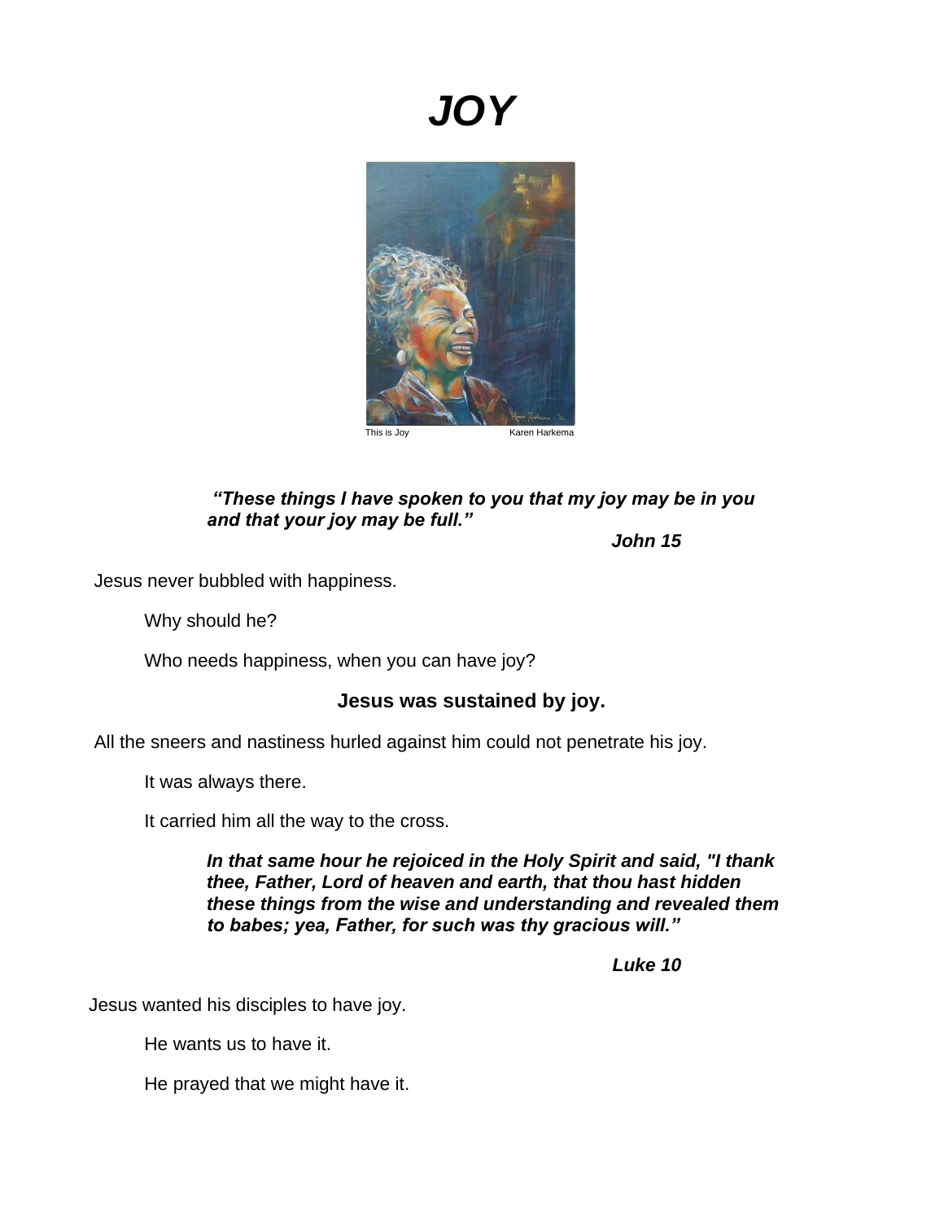# *JOY*

This is Joy Karen Harkema

> ***"These things I have spoken to you that my joy may be in you and that your joy may be full."***
>
> ***John 15***

Jesus never bubbled with happiness.

Why should he?

Who needs happiness, when you can have joy?

**Jesus was sustained by joy.**

All the sneers and nastiness hurled against him could not penetrate his joy.

It was always there.

It carried him all the way to the cross.

> ***In that same hour he rejoiced in the Holy Spirit and said, "I thank thee, Father, Lord of heaven and earth, that thou hast hidden these things from the wise and understanding and revealed them to babes; yea, Father, for such was thy gracious will."***
>
> ***Luke 10***

Jesus wanted his disciples to have joy.

He wants us to have it.

He prayed that we might have it.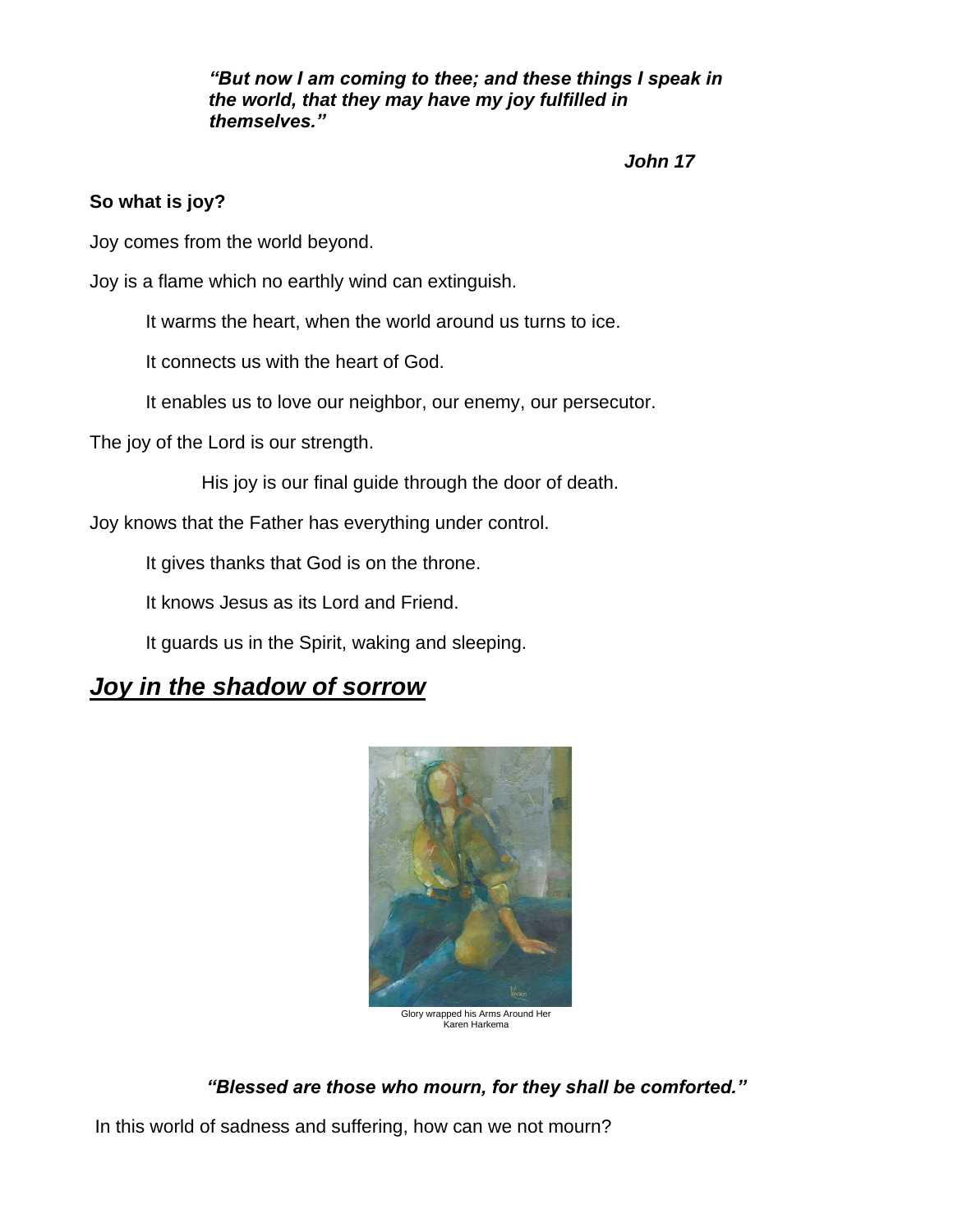***"But now I am coming to thee; and these things I speak in the world, that they may have my joy fulfilled in themselves."***

***John 17***

**So what is joy?**

Joy comes from the world beyond.

Joy is a flame which no earthly wind can extinguish.

It warms the heart, when the world around us turns to ice.

It connects us with the heart of God.

It enables us to love our neighbor, our enemy, our persecutor.

The joy of the Lord is our strength.

His joy is our final guide through the door of death.

Joy knows that the Father has everything under control.

It gives thanks that God is on the throne.

It knows Jesus as its Lord and Friend.

It guards us in the Spirit, waking and sleeping.

## ***Joy in the shadow of sorrow***

Glory wrapped his Arms Around Her
Karen Harkema

***"Blessed are those who mourn, for they shall be comforted."***

In this world of sadness and suffering, how can we not mourn?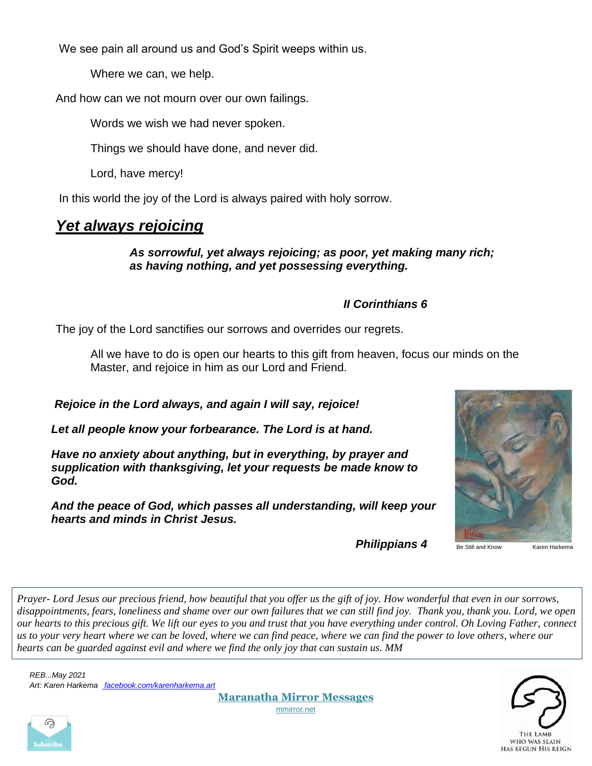We see pain all around us and God's Spirit weeps within us.

Where we can, we help.

And how can we not mourn over our own failings.

Words we wish we had never spoken.

Things we should have done, and never did.

Lord, have mercy!

In this world the joy of the Lord is always paired with holy sorrow.

## ***Yet always rejoicing***

***As sorrowful, yet always rejoicing; as poor, yet making many rich; as having nothing, and yet possessing everything.***

***II Corinthians 6***

The joy of the Lord sanctifies our sorrows and overrides our regrets.

All we have to do is open our hearts to this gift from heaven, focus our minds on the Master, and rejoice in him as our Lord and Friend.

***Rejoice in the Lord always, and again I will say, rejoice!***

***Let all people know your forbearance. The Lord is at hand.***

***Have no anxiety about anything, but in everything, by prayer and supplication with thanksgiving, let your requests be made know to God.***

***And the peace of God, which passes all understanding, will keep your hearts and minds in Christ Jesus.***

***Philippians 4***

Be Still and Know Karen Harkema

*Prayer- Lord Jesus our precious friend, how beautiful that you offer us the gift of joy. How wonderful that even in our sorrows, disappointments, fears, loneliness and shame over our own failures that we can still find joy. Thank you, thank you. Lord, we open our hearts to this precious gift. We lift our eyes to you and trust that you have everything under control. Oh Loving Father, connect us to your very heart where we can be loved, where we can find peace, where we can find the power to love others, where our hearts can be guarded against evil and where we find the only joy that can sustain us. MM*

*REB...May 2021*
*Art: Karen Harkema facebook.com/karenharkema.art*

**Maranatha Mirror Messages**
mmirror.net

Subscribe

THE LAMB WHO WAS SLAIN HAS BEGUN HIS REIGN